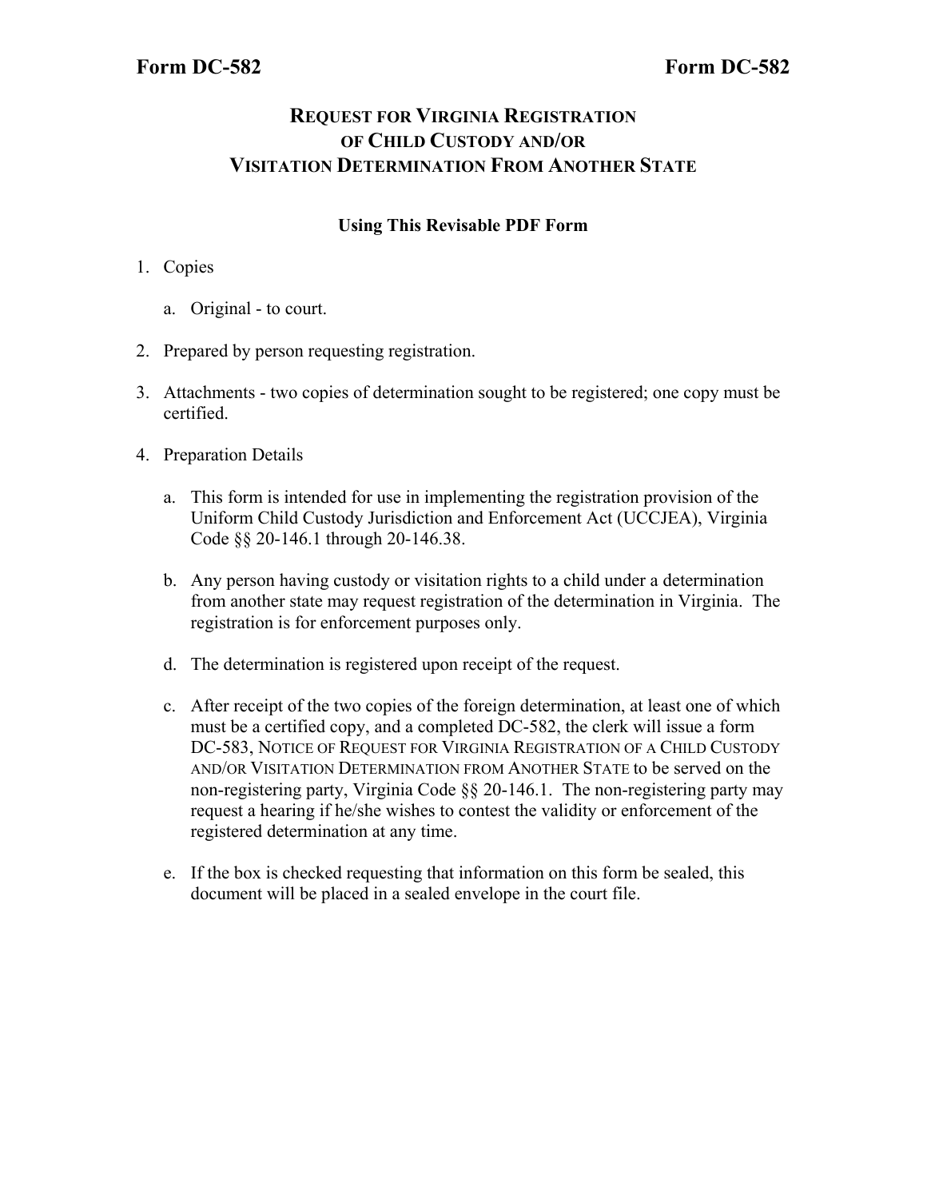**Form DC-582** **Form DC-582**

# REQUEST FOR VIRGINIA REGISTRATION OF CHILD CUSTODY AND/OR VISITATION DETERMINATION FROM ANOTHER STATE

## Using This Revisable PDF Form

1. Copies

   a. Original - to court.

2. Prepared by person requesting registration.

3. Attachments - two copies of determination sought to be registered; one copy must be certified.

4. Preparation Details

   a. This form is intended for use in implementing the registration provision of the Uniform Child Custody Jurisdiction and Enforcement Act (UCCJEA), Virginia Code §§ 20-146.1 through 20-146.38.

   b. Any person having custody or visitation rights to a child under a determination from another state may request registration of the determination in Virginia. The registration is for enforcement purposes only.

   d. The determination is registered upon receipt of the request.

   c. After receipt of the two copies of the foreign determination, at least one of which must be a certified copy, and a completed DC-582, the clerk will issue a form DC-583, NOTICE OF REQUEST FOR VIRGINIA REGISTRATION OF A CHILD CUSTODY AND/OR VISITATION DETERMINATION FROM ANOTHER STATE to be served on the non-registering party, Virginia Code §§ 20-146.1. The non-registering party may request a hearing if he/she wishes to contest the validity or enforcement of the registered determination at any time.

   e. If the box is checked requesting that information on this form be sealed, this document will be placed in a sealed envelope in the court file.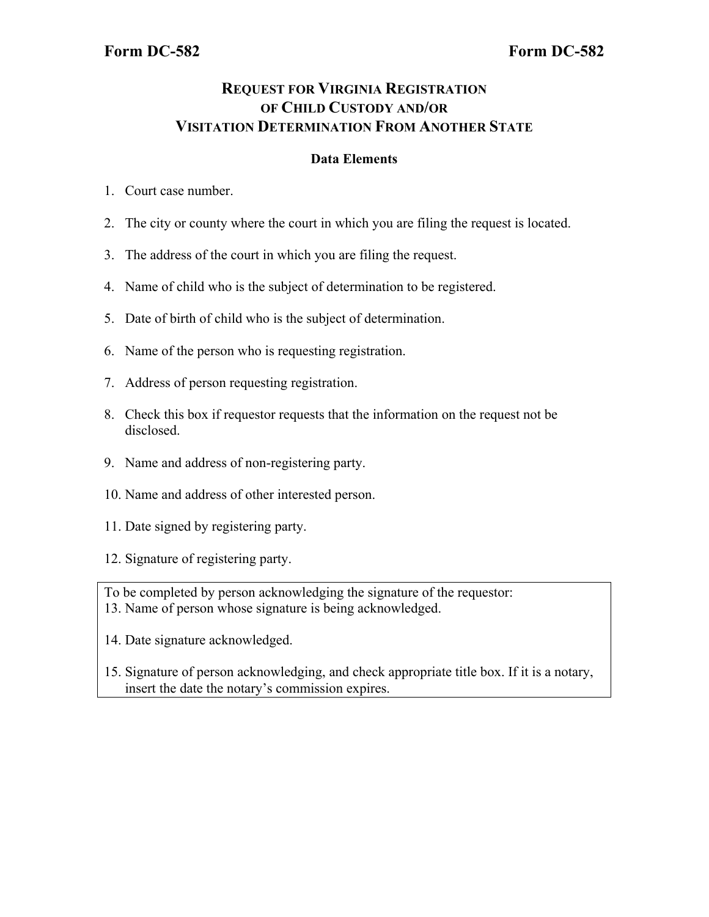**Form DC-582** **Form DC-582**

# REQUEST FOR VIRGINIA REGISTRATION OF CHILD CUSTODY AND/OR VISITATION DETERMINATION FROM ANOTHER STATE

### Data Elements

1. Court case number.
2. The city or county where the court in which you are filing the request is located.
3. The address of the court in which you are filing the request.
4. Name of child who is the subject of determination to be registered.
5. Date of birth of child who is the subject of determination.
6. Name of the person who is requesting registration.
7. Address of person requesting registration.
8. Check this box if requestor requests that the information on the request not be disclosed.
9. Name and address of non-registering party.
10. Name and address of other interested person.
11. Date signed by registering party.
12. Signature of registering party.

To be completed by person acknowledging the signature of the requestor:

13. Name of person whose signature is being acknowledged.
14. Date signature acknowledged.
15. Signature of person acknowledging, and check appropriate title box. If it is a notary, insert the date the notary's commission expires.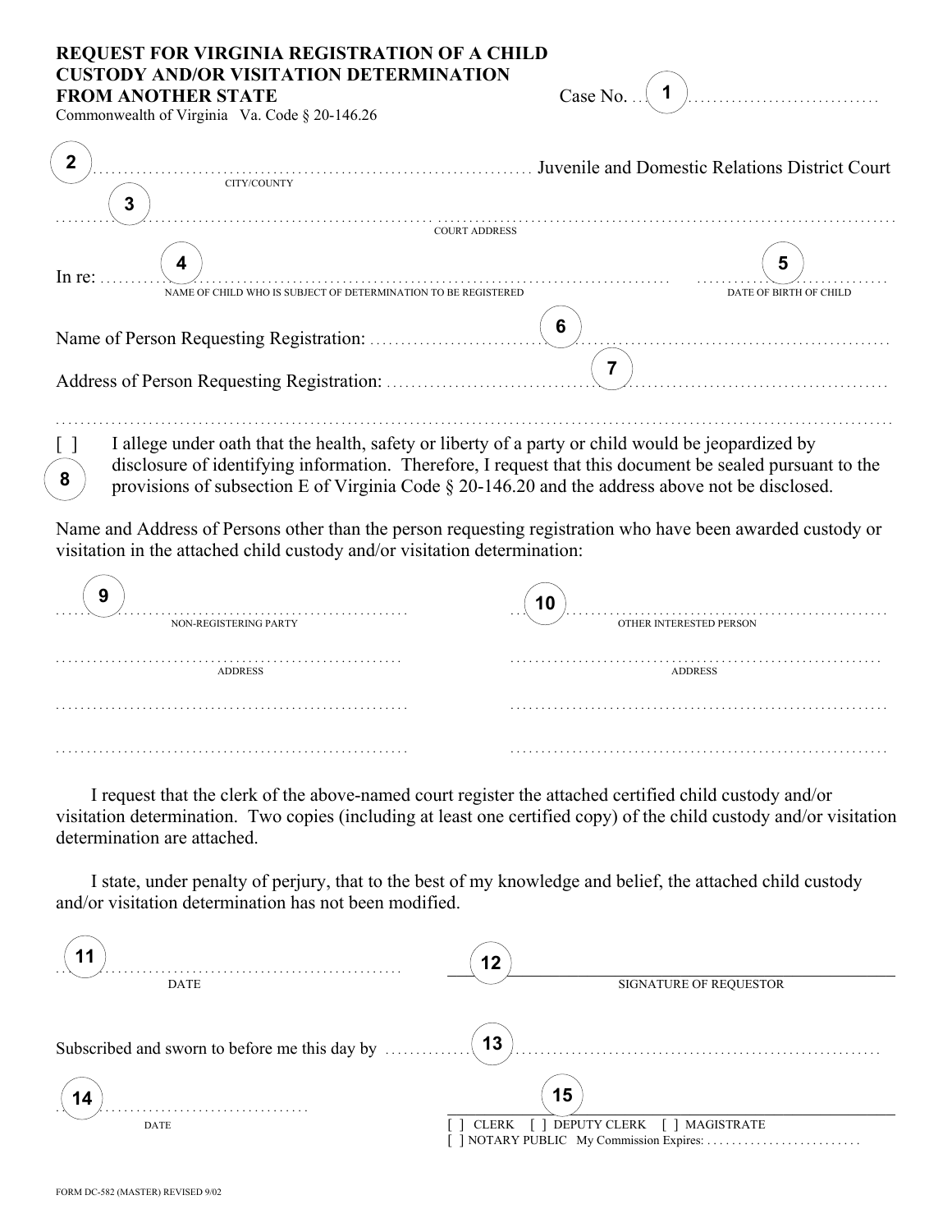# REQUEST FOR VIRGINIA REGISTRATION OF A CHILD CUSTODY AND/OR VISITATION DETERMINATION FROM ANOTHER STATE

Case No. ...... 1 ..............................

Commonwealth of Virginia Va. Code § 20-146.26

2 .................................................................... Juvenile and Domestic Relations District Court
CITY/COUNTY

3 ..................................................................................................................................
COURT ADDRESS

In re: ........ 4 ....................................................................... 5 ..........................
NAME OF CHILD WHO IS SUBJECT OF DETERMINATION TO BE REGISTERED — DATE OF BIRTH OF CHILD

Name of Person Requesting Registration: ............................. 6 .............................................

Address of Person Requesting Registration: ............................. 7 .............................................

..................................................................................................................................

[ ] 8 I allege under oath that the health, safety or liberty of a party or child would be jeopardized by disclosure of identifying information. Therefore, I request that this document be sealed pursuant to the provisions of subsection E of Virginia Code § 20-146.20 and the address above not be disclosed.

Name and Address of Persons other than the person requesting registration who have been awarded custody or visitation in the attached child custody and/or visitation determination:

| | |
|---|---|
| 9 ...................................................... | 10 ...................................................... |
| NON-REGISTERING PARTY | OTHER INTERESTED PERSON |
| ...................................................... | ...................................................... |
| ADDRESS | ADDRESS |
| ...................................................... | ...................................................... |
| ...................................................... | ...................................................... |

I request that the clerk of the above-named court register the attached certified child custody and/or visitation determination. Two copies (including at least one certified copy) of the child custody and/or visitation determination are attached.

I state, under penalty of perjury, that to the best of my knowledge and belief, the attached child custody and/or visitation determination has not been modified.

11 ......................................................
DATE

12 ______________________________________________
SIGNATURE OF REQUESTOR

Subscribed and sworn to before me this day by ............ 13 ..........................................................

14 ......................................
DATE

15 ______________________________________________
[ ] CLERK [ ] DEPUTY CLERK [ ] MAGISTRATE
[ ] NOTARY PUBLIC My Commission Expires: .........................

FORM DC-582 (MASTER) REVISED 9/02